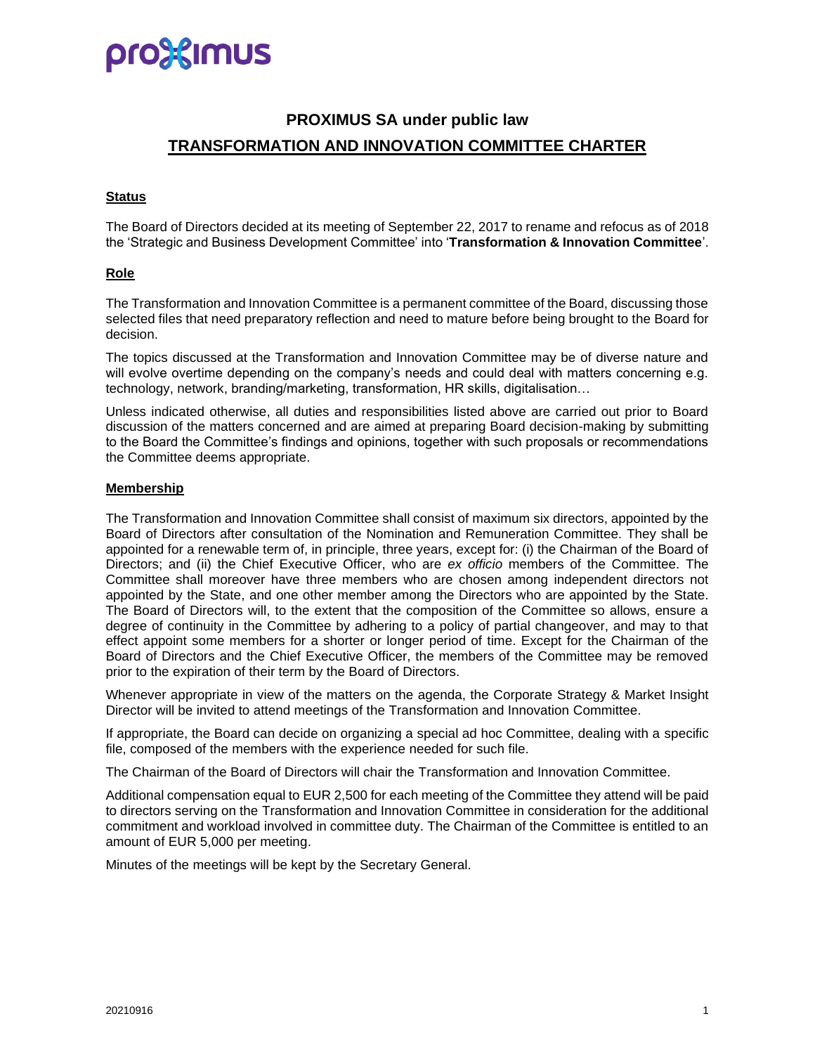# PROXIMUS SA under public law

## TRANSFORMATION AND INNOVATION COMMITTEE CHARTER

### Status

The Board of Directors decided at its meeting of September 22, 2017 to rename and refocus as of 2018 the 'Strategic and Business Development Committee' into '**Transformation & Innovation Committee**'.

### Role

The Transformation and Innovation Committee is a permanent committee of the Board, discussing those selected files that need preparatory reflection and need to mature before being brought to the Board for decision.

The topics discussed at the Transformation and Innovation Committee may be of diverse nature and will evolve overtime depending on the company's needs and could deal with matters concerning e.g. technology, network, branding/marketing, transformation, HR skills, digitalisation…

Unless indicated otherwise, all duties and responsibilities listed above are carried out prior to Board discussion of the matters concerned and are aimed at preparing Board decision-making by submitting to the Board the Committee's findings and opinions, together with such proposals or recommendations the Committee deems appropriate.

### Membership

The Transformation and Innovation Committee shall consist of maximum six directors, appointed by the Board of Directors after consultation of the Nomination and Remuneration Committee. They shall be appointed for a renewable term of, in principle, three years, except for: (i) the Chairman of the Board of Directors; and (ii) the Chief Executive Officer, who are *ex officio* members of the Committee. The Committee shall moreover have three members who are chosen among independent directors not appointed by the State, and one other member among the Directors who are appointed by the State. The Board of Directors will, to the extent that the composition of the Committee so allows, ensure a degree of continuity in the Committee by adhering to a policy of partial changeover, and may to that effect appoint some members for a shorter or longer period of time. Except for the Chairman of the Board of Directors and the Chief Executive Officer, the members of the Committee may be removed prior to the expiration of their term by the Board of Directors.

Whenever appropriate in view of the matters on the agenda, the Corporate Strategy & Market Insight Director will be invited to attend meetings of the Transformation and Innovation Committee.

If appropriate, the Board can decide on organizing a special ad hoc Committee, dealing with a specific file, composed of the members with the experience needed for such file.

The Chairman of the Board of Directors will chair the Transformation and Innovation Committee.

Additional compensation equal to EUR 2,500 for each meeting of the Committee they attend will be paid to directors serving on the Transformation and Innovation Committee in consideration for the additional commitment and workload involved in committee duty. The Chairman of the Committee is entitled to an amount of EUR 5,000 per meeting.

Minutes of the meetings will be kept by the Secretary General.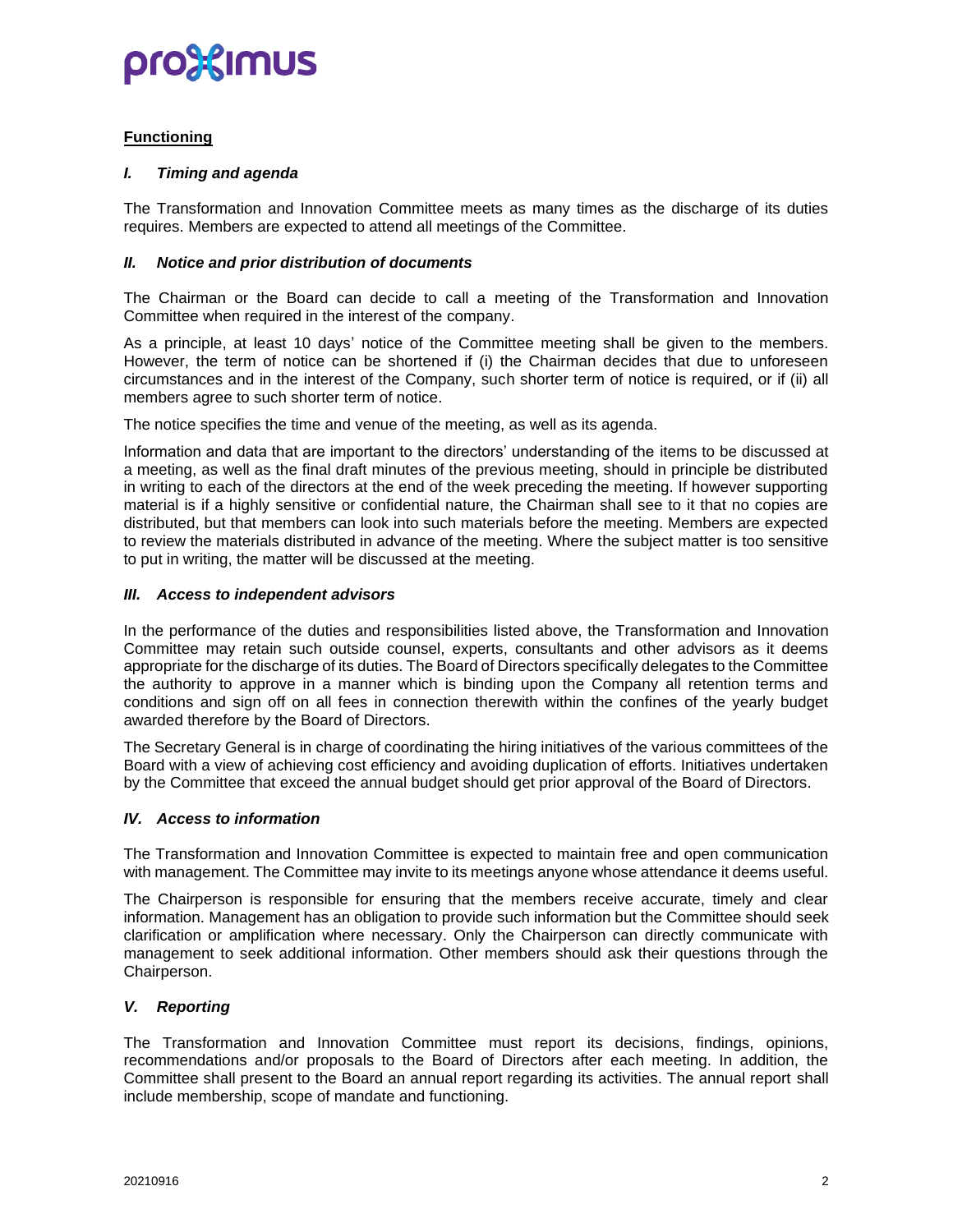## Functioning

### *I. Timing and agenda*

The Transformation and Innovation Committee meets as many times as the discharge of its duties requires. Members are expected to attend all meetings of the Committee.

### *II. Notice and prior distribution of documents*

The Chairman or the Board can decide to call a meeting of the Transformation and Innovation Committee when required in the interest of the company.

As a principle, at least 10 days' notice of the Committee meeting shall be given to the members. However, the term of notice can be shortened if (i) the Chairman decides that due to unforeseen circumstances and in the interest of the Company, such shorter term of notice is required, or if (ii) all members agree to such shorter term of notice.

The notice specifies the time and venue of the meeting, as well as its agenda.

Information and data that are important to the directors' understanding of the items to be discussed at a meeting, as well as the final draft minutes of the previous meeting, should in principle be distributed in writing to each of the directors at the end of the week preceding the meeting. If however supporting material is if a highly sensitive or confidential nature, the Chairman shall see to it that no copies are distributed, but that members can look into such materials before the meeting. Members are expected to review the materials distributed in advance of the meeting. Where the subject matter is too sensitive to put in writing, the matter will be discussed at the meeting.

### *III. Access to independent advisors*

In the performance of the duties and responsibilities listed above, the Transformation and Innovation Committee may retain such outside counsel, experts, consultants and other advisors as it deems appropriate for the discharge of its duties. The Board of Directors specifically delegates to the Committee the authority to approve in a manner which is binding upon the Company all retention terms and conditions and sign off on all fees in connection therewith within the confines of the yearly budget awarded therefore by the Board of Directors.

The Secretary General is in charge of coordinating the hiring initiatives of the various committees of the Board with a view of achieving cost efficiency and avoiding duplication of efforts. Initiatives undertaken by the Committee that exceed the annual budget should get prior approval of the Board of Directors.

### *IV. Access to information*

The Transformation and Innovation Committee is expected to maintain free and open communication with management. The Committee may invite to its meetings anyone whose attendance it deems useful.

The Chairperson is responsible for ensuring that the members receive accurate, timely and clear information. Management has an obligation to provide such information but the Committee should seek clarification or amplification where necessary. Only the Chairperson can directly communicate with management to seek additional information. Other members should ask their questions through the Chairperson.

### *V. Reporting*

The Transformation and Innovation Committee must report its decisions, findings, opinions, recommendations and/or proposals to the Board of Directors after each meeting. In addition, the Committee shall present to the Board an annual report regarding its activities. The annual report shall include membership, scope of mandate and functioning.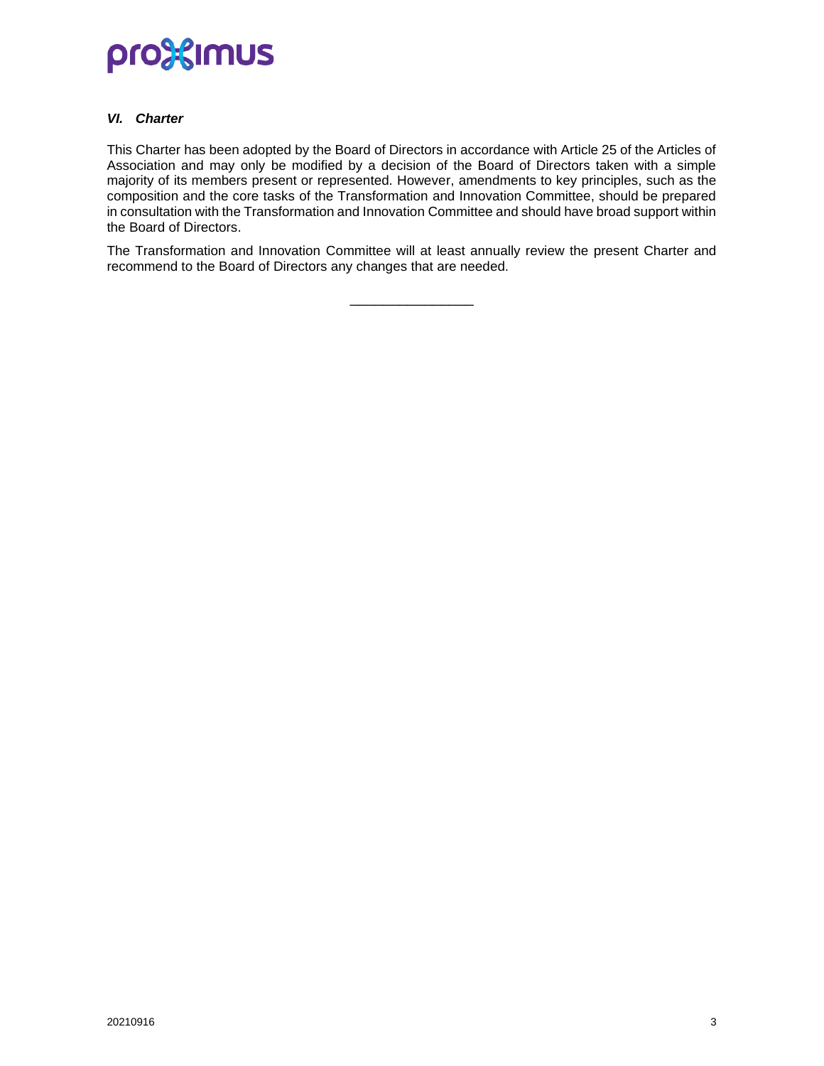### *VI. Charter*

This Charter has been adopted by the Board of Directors in accordance with Article 25 of the Articles of Association and may only be modified by a decision of the Board of Directors taken with a simple majority of its members present or represented. However, amendments to key principles, such as the composition and the core tasks of the Transformation and Innovation Committee, should be prepared in consultation with the Transformation and Innovation Committee and should have broad support within the Board of Directors.

The Transformation and Innovation Committee will at least annually review the present Charter and recommend to the Board of Directors any changes that are needed.

---